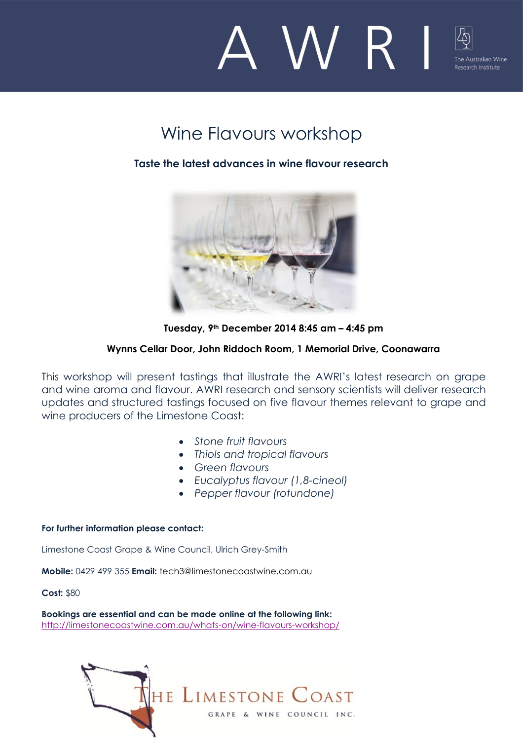AWRI

The Australian Wine Research Institute

# Wine Flavours workshop

**Taste the latest advances in wine flavour research**

**Tuesday, 9th December 2014 8:45 am – 4:45 pm**

**Wynns Cellar Door, John Riddoch Room, 1 Memorial Drive, Coonawarra**

This workshop will present tastings that illustrate the AWRI's latest research on grape and wine aroma and flavour. AWRI research and sensory scientists will deliver research updates and structured tastings focused on five flavour themes relevant to grape and wine producers of the Limestone Coast:

- *Stone fruit flavours*
- *Thiols and tropical flavours*
- *Green flavours*
- *Eucalyptus flavour (1,8-cineol)*
- *Pepper flavour (rotundone)*

**For further information please contact:**

Limestone Coast Grape & Wine Council, Ulrich Grey-Smith

**Mobile:** 0429 499 355 **Email:** tech3@limestonecoastwine.com.au

**Cost:** $80

**Bookings are essential and can be made online at the following link:**
http://limestonecoastwine.com.au/whats-on/wine-flavours-workshop/

The Limestone Coast Grape & Wine Council Inc.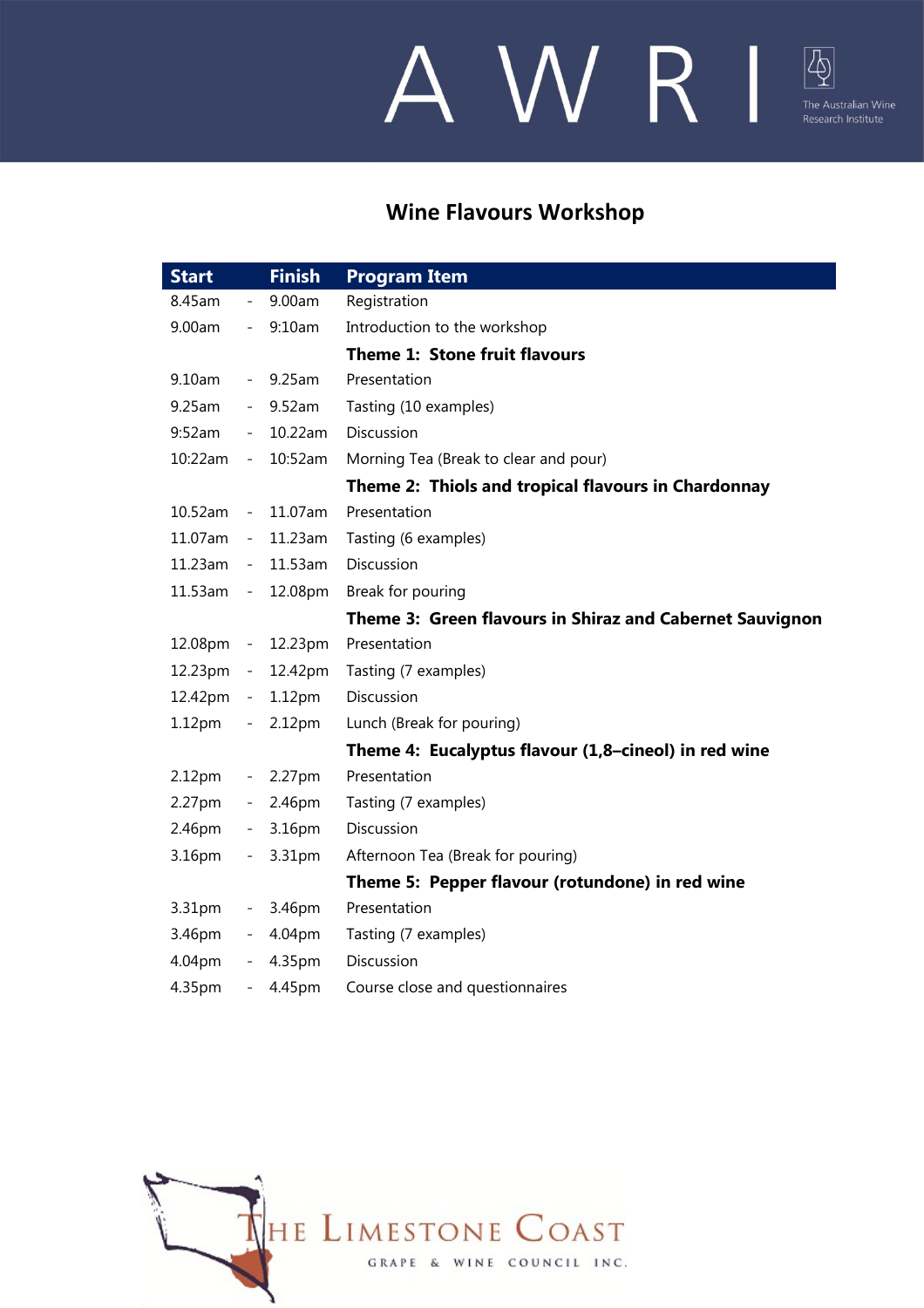# Wine Flavours Workshop

| Start | | Finish | Program Item |
|---|---|---|---|
| 8.45am | - | 9.00am | Registration |
| 9.00am | - | 9:10am | Introduction to the workshop |
| | | | **Theme 1: Stone fruit flavours** |
| 9.10am | - | 9.25am | Presentation |
| 9.25am | - | 9.52am | Tasting (10 examples) |
| 9:52am | - | 10.22am | Discussion |
| 10:22am | - | 10:52am | Morning Tea (Break to clear and pour) |
| | | | **Theme 2: Thiols and tropical flavours in Chardonnay** |
| 10.52am | - | 11.07am | Presentation |
| 11.07am | - | 11.23am | Tasting (6 examples) |
| 11.23am | - | 11.53am | Discussion |
| 11.53am | - | 12.08pm | Break for pouring |
| | | | **Theme 3: Green flavours in Shiraz and Cabernet Sauvignon** |
| 12.08pm | - | 12.23pm | Presentation |
| 12.23pm | - | 12.42pm | Tasting (7 examples) |
| 12.42pm | - | 1.12pm | Discussion |
| 1.12pm | - | 2.12pm | Lunch (Break for pouring) |
| | | | **Theme 4: Eucalyptus flavour (1,8–cineol) in red wine** |
| 2.12pm | - | 2.27pm | Presentation |
| 2.27pm | - | 2.46pm | Tasting (7 examples) |
| 2.46pm | - | 3.16pm | Discussion |
| 3.16pm | - | 3.31pm | Afternoon Tea (Break for pouring) |
| | | | **Theme 5: Pepper flavour (rotundone) in red wine** |
| 3.31pm | - | 3.46pm | Presentation |
| 3.46pm | - | 4.04pm | Tasting (7 examples) |
| 4.04pm | - | 4.35pm | Discussion |
| 4.35pm | - | 4.45pm | Course close and questionnaires |